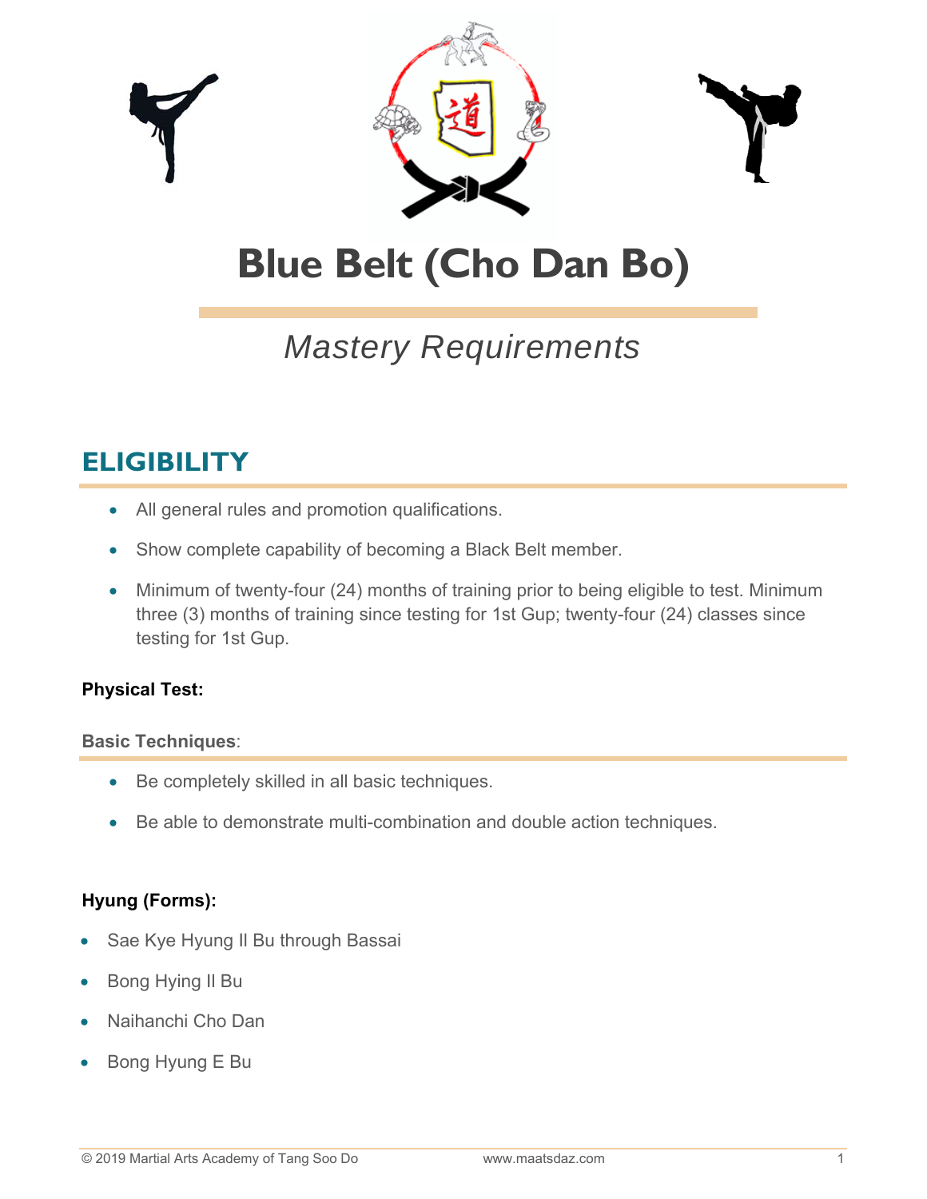# Blue Belt (Cho Dan Bo)

*Mastery Requirements*

## ELIGIBILITY

- All general rules and promotion qualifications.
- Show complete capability of becoming a Black Belt member.
- Minimum of twenty-four (24) months of training prior to being eligible to test. Minimum three (3) months of training since testing for 1st Gup; twenty-four (24) classes since testing for 1st Gup.

**Physical Test:**

**Basic Techniques**:

- Be completely skilled in all basic techniques.
- Be able to demonstrate multi-combination and double action techniques.

**Hyung (Forms):**

- Sae Kye Hyung Il Bu through Bassai
- Bong Hying Il Bu
- Naihanchi Cho Dan
- Bong Hyung E Bu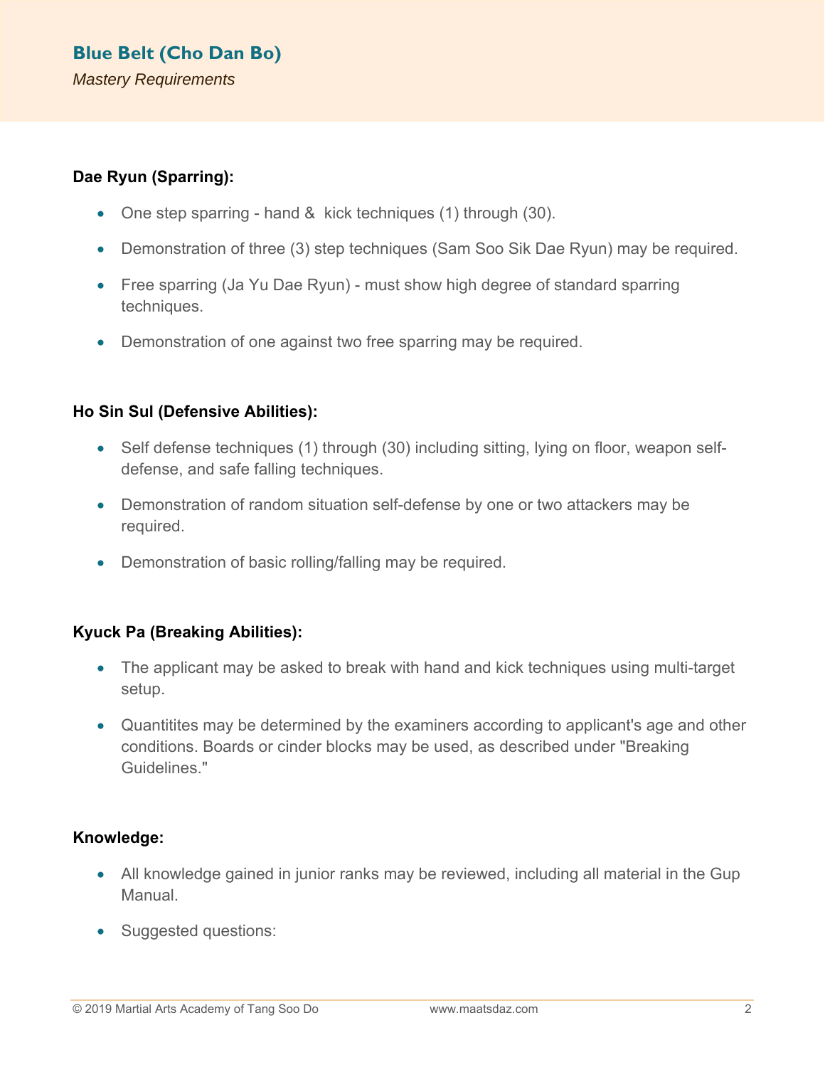## Blue Belt (Cho Dan Bo)

*Mastery Requirements*

**Dae Ryun (Sparring):**

- One step sparring - hand & kick techniques (1) through (30).
- Demonstration of three (3) step techniques (Sam Soo Sik Dae Ryun) may be required.
- Free sparring (Ja Yu Dae Ryun) - must show high degree of standard sparring techniques.
- Demonstration of one against two free sparring may be required.

**Ho Sin Sul (Defensive Abilities):**

- Self defense techniques (1) through (30) including sitting, lying on floor, weapon self-defense, and safe falling techniques.
- Demonstration of random situation self-defense by one or two attackers may be required.
- Demonstration of basic rolling/falling may be required.

**Kyuck Pa (Breaking Abilities):**

- The applicant may be asked to break with hand and kick techniques using multi-target setup.
- Quantitites may be determined by the examiners according to applicant's age and other conditions. Boards or cinder blocks may be used, as described under "Breaking Guidelines."

**Knowledge:**

- All knowledge gained in junior ranks may be reviewed, including all material in the Gup Manual.
- Suggested questions: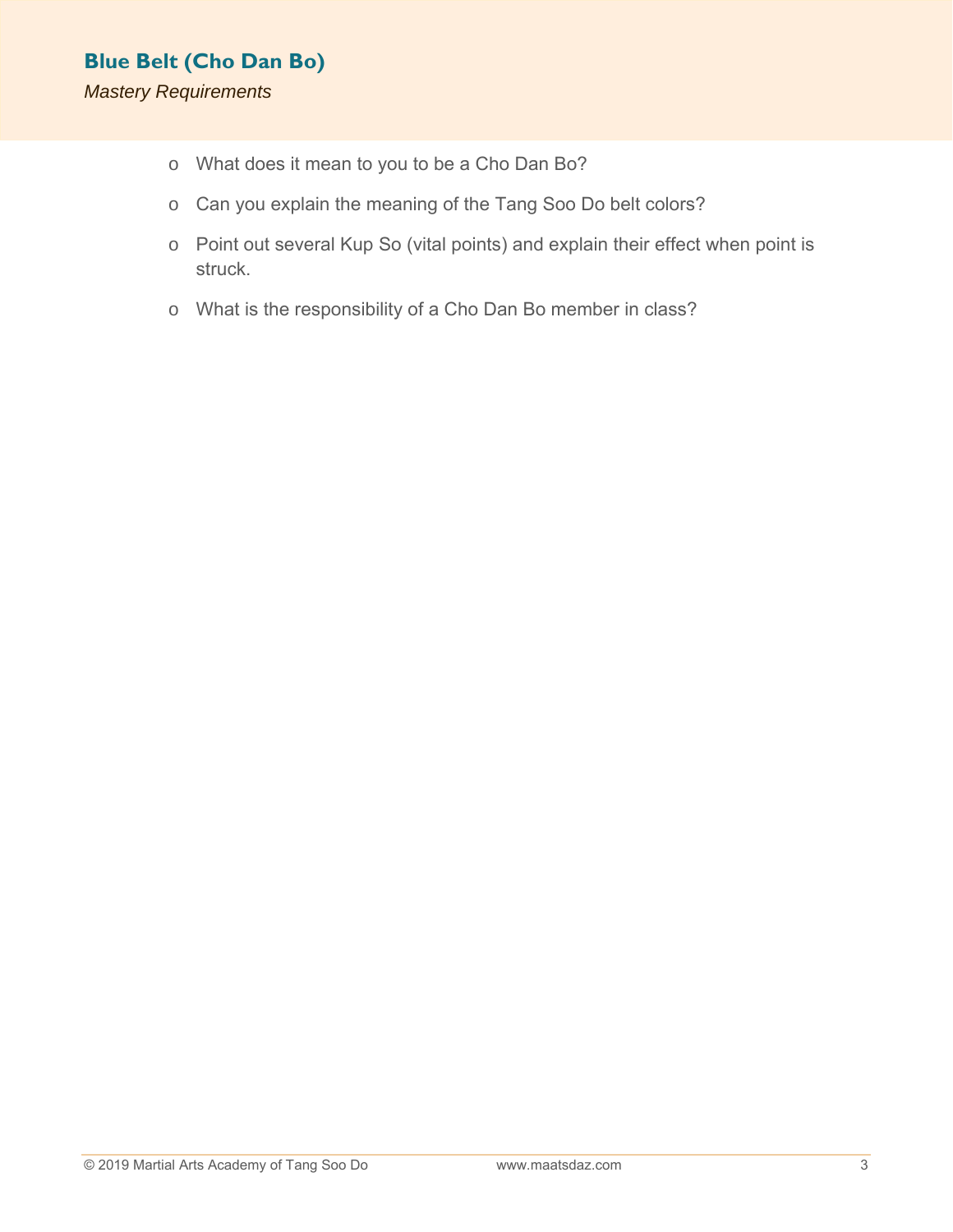- What does it mean to you to be a Cho Dan Bo?
- Can you explain the meaning of the Tang Soo Do belt colors?
- Point out several Kup So (vital points) and explain their effect when point is struck.
- What is the responsibility of a Cho Dan Bo member in class?